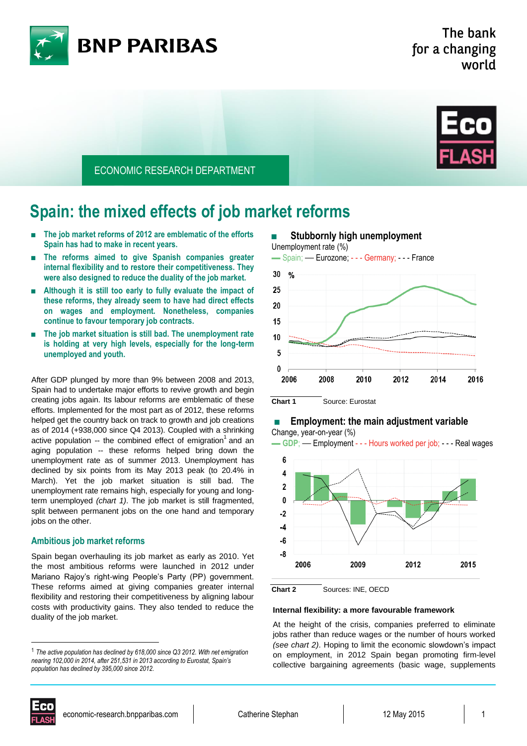ECONOMIC RESEARCH DEPARTMENT

# Spain: the mixed effects of job market reforms

- **The job market reforms of 2012 are emblematic of the efforts Spain has had to make in recent years.**
- **The reforms aimed to give Spanish companies greater internal flexibility and to restore their competitiveness. They were also designed to reduce the duality of the job market.**
- **Although it is still too early to fully evaluate the impact of these reforms, they already seem to have had direct effects on wages and employment. Nonetheless, companies continue to favour temporary job contracts.**
- **The job market situation is still bad. The unemployment rate is holding at very high levels, especially for the long-term unemployed and youth.**

After GDP plunged by more than 9% between 2008 and 2013, Spain had to undertake major efforts to revive growth and begin creating jobs again. Its labour reforms are emblematic of these efforts. Implemented for the most part as of 2012, these reforms helped get the country back on track to growth and job creations as of 2014 (+938,000 since Q4 2013). Coupled with a shrinking active population -- the combined effect of emigration[1] and an aging population -- these reforms helped bring down the unemployment rate as of summer 2013. Unemployment has declined by six points from its May 2013 peak (to 20.4% in March). Yet the job market situation is still bad. The unemployment rate remains high, especially for young and long-term unemployed *(chart 1)*. The job market is still fragmented, split between permanent jobs on the one hand and temporary jobs on the other.

## Ambitious job market reforms

Spain began overhauling its job market as early as 2010. Yet the most ambitious reforms were launched in 2012 under Mariano Rajoy's right-wing People's Party (PP) government. These reforms aimed at giving companies greater internal flexibility and restoring their competitiveness by aligning labour costs with productivity gains. They also tended to reduce the duality of the job market.

[1] *The active population has declined by 618,000 since Q3 2012. With net emigration nearing 102,000 in 2014, after 251,531 in 2013 according to Eurostat, Spain's population has declined by 395,000 since 2012.*

**Stubbornly high unemployment**

Unemployment rate (%)

— Spain; — Eurozone; - - - Germany; - - - France

**Chart 1** Source: Eurostat

**Employment: the main adjustment variable**

Change, year-on-year (%)

— GDP; — Employment - - - Hours worked per job; - - - Real wages

**Chart 2** Sources: INE, OECD

### Internal flexibility: a more favourable framework

At the height of the crisis, companies preferred to eliminate jobs rather than reduce wages or the number of hours worked *(see chart 2)*. Hoping to limit the economic slowdown's impact on employment, in 2012 Spain began promoting firm-level collective bargaining agreements (basic wage, supplements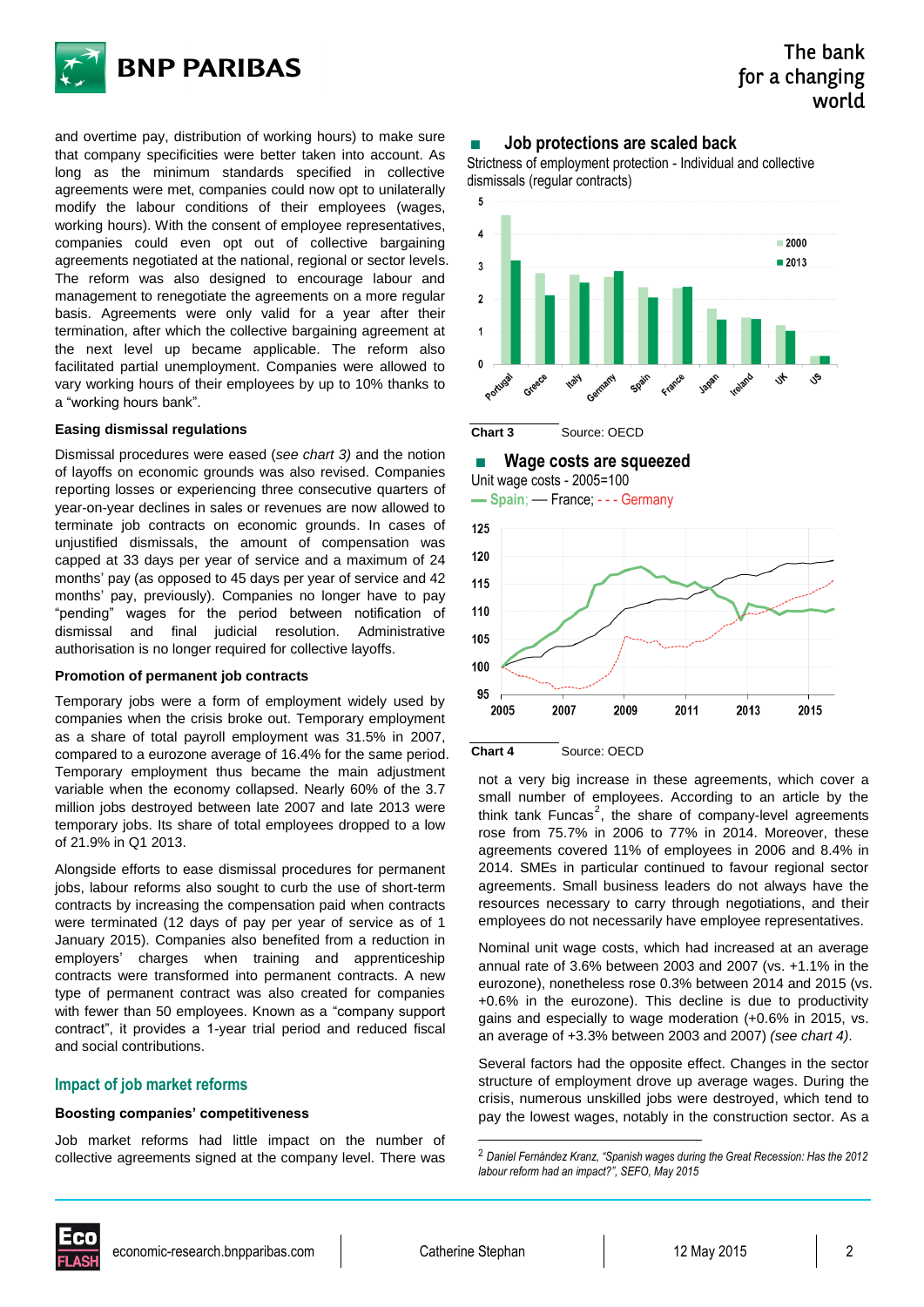and overtime pay, distribution of working hours) to make sure that company specificities were better taken into account. As long as the minimum standards specified in collective agreements were met, companies could now opt to unilaterally modify the labour conditions of their employees (wages, working hours). With the consent of employee representatives, companies could even opt out of collective bargaining agreements negotiated at the national, regional or sector levels. The reform was also designed to encourage labour and management to renegotiate the agreements on a more regular basis. Agreements were only valid for a year after their termination, after which the collective bargaining agreement at the next level up became applicable. The reform also facilitated partial unemployment. Companies were allowed to vary working hours of their employees by up to 10% thanks to a "working hours bank".

**Easing dismissal regulations**

Dismissal procedures were eased (*see chart 3)* and the notion of layoffs on economic grounds was also revised. Companies reporting losses or experiencing three consecutive quarters of year-on-year declines in sales or revenues are now allowed to terminate job contracts on economic grounds. In cases of unjustified dismissals, the amount of compensation was capped at 33 days per year of service and a maximum of 24 months' pay (as opposed to 45 days per year of service and 42 months' pay, previously). Companies no longer have to pay "pending" wages for the period between notification of dismissal and final judicial resolution. Administrative authorisation is no longer required for collective layoffs.

**Promotion of permanent job contracts**

Temporary jobs were a form of employment widely used by companies when the crisis broke out. Temporary employment as a share of total payroll employment was 31.5% in 2007, compared to a eurozone average of 16.4% for the same period. Temporary employment thus became the main adjustment variable when the economy collapsed. Nearly 60% of the 3.7 million jobs destroyed between late 2007 and late 2013 were temporary jobs. Its share of total employees dropped to a low of 21.9% in Q1 2013.

Alongside efforts to ease dismissal procedures for permanent jobs, labour reforms also sought to curb the use of short-term contracts by increasing the compensation paid when contracts were terminated (12 days of pay per year of service as of 1 January 2015). Companies also benefited from a reduction in employers' charges when training and apprenticeship contracts were transformed into permanent contracts. A new type of permanent contract was also created for companies with fewer than 50 employees. Known as a "company support contract", it provides a 1-year trial period and reduced fiscal and social contributions.

## Impact of job market reforms

**Boosting companies' competitiveness**

Job market reforms had little impact on the number of collective agreements signed at the company level. There was not a very big increase in these agreements, which cover a small number of employees. According to an article by the think tank Funcas[2], the share of company-level agreements rose from 75.7% in 2006 to 77% in 2014. Moreover, these agreements covered 11% of employees in 2006 and 8.4% in 2014. SMEs in particular continued to favour regional sector agreements. Small business leaders do not always have the resources necessary to carry through negotiations, and their employees do not necessarily have employee representatives.

Nominal unit wage costs, which had increased at an average annual rate of 3.6% between 2003 and 2007 (vs. +1.1% in the eurozone), nonetheless rose 0.3% between 2014 and 2015 (vs. +0.6% in the eurozone). This decline is due to productivity gains and especially to wage moderation (+0.6% in 2015, vs. an average of +3.3% between 2003 and 2007) *(see chart 4)*.

Several factors had the opposite effect. Changes in the sector structure of employment drove up average wages. During the crisis, numerous unskilled jobs were destroyed, which tend to pay the lowest wages, notably in the construction sector. As a

### Job protections are scaled back

Strictness of employment protection - Individual and collective dismissals (regular contracts)

**Chart 3** Source: OECD

### Wage costs are squeezed

Unit wage costs - 2005=100

— Spain; — France; - - - Germany

**Chart 4** Source: OECD

[2] *Daniel Fernández Kranz, "Spanish wages during the Great Recession: Has the 2012 labour reform had an impact?", SEFO, May 2015*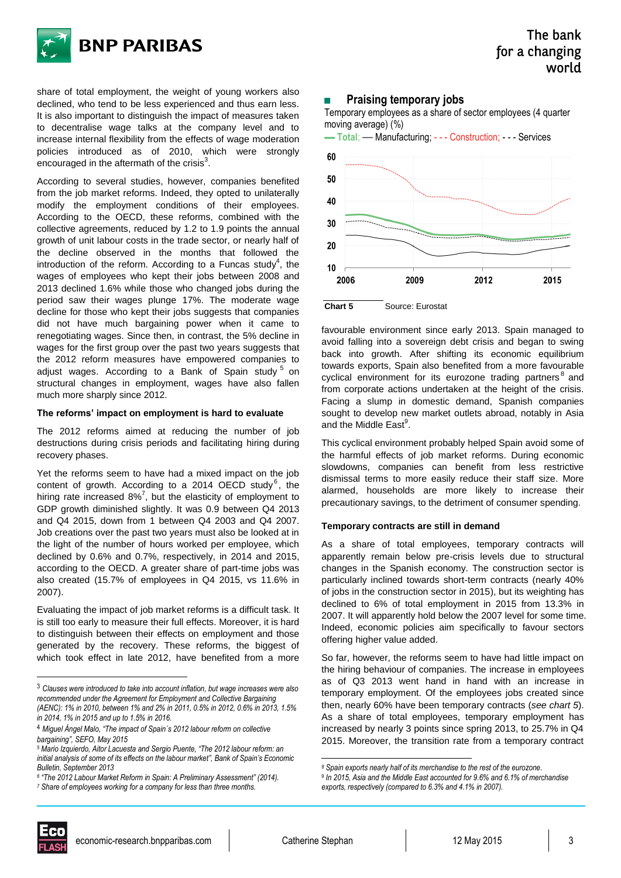share of total employment, the weight of young workers also declined, who tend to be less experienced and thus earn less. It is also important to distinguish the impact of measures taken to decentralise wage talks at the company level and to increase internal flexibility from the effects of wage moderation policies introduced as of 2010, which were strongly encouraged in the aftermath of the crisis[3].

According to several studies, however, companies benefited from the job market reforms. Indeed, they opted to unilaterally modify the employment conditions of their employees. According to the OECD, these reforms, combined with the collective agreements, reduced by 1.2 to 1.9 points the annual growth of unit labour costs in the trade sector, or nearly half of the decline observed in the months that followed the introduction of the reform. According to a Funcas study[4], the wages of employees who kept their jobs between 2008 and 2013 declined 1.6% while those who changed jobs during the period saw their wages plunge 17%. The moderate wage decline for those who kept their jobs suggests that companies did not have much bargaining power when it came to renegotiating wages. Since then, in contrast, the 5% decline in wages for the first group over the past two years suggests that the 2012 reform measures have empowered companies to adjust wages. According to a Bank of Spain study[5] on structural changes in employment, wages have also fallen much more sharply since 2012.

**The reforms' impact on employment is hard to evaluate**

The 2012 reforms aimed at reducing the number of job destructions during crisis periods and facilitating hiring during recovery phases.

Yet the reforms seem to have had a mixed impact on the job content of growth. According to a 2014 OECD study[6], the hiring rate increased 8%[7], but the elasticity of employment to GDP growth diminished slightly. It was 0.9 between Q4 2013 and Q4 2015, down from 1 between Q4 2003 and Q4 2007. Job creations over the past two years must also be looked at in the light of the number of hours worked per employee, which declined by 0.6% and 0.7%, respectively, in 2014 and 2015, according to the OECD. A greater share of part-time jobs was also created (15.7% of employees in Q4 2015, vs 11.6% in 2007).

Evaluating the impact of job market reforms is a difficult task. It is still too early to measure their full effects. Moreover, it is hard to distinguish between their effects on employment and those generated by the recovery. These reforms, the biggest of which took effect in late 2012, have benefited from a more favourable environment since early 2013. Spain managed to avoid falling into a sovereign debt crisis and began to swing back into growth. After shifting its economic equilibrium towards exports, Spain also benefited from a more favourable cyclical environment for its eurozone trading partners[8] and from corporate actions undertaken at the height of the crisis. Facing a slump in domestic demand, Spanish companies sought to develop new market outlets abroad, notably in Asia and the Middle East[9].

This cyclical environment probably helped Spain avoid some of the harmful effects of job market reforms. During economic slowdowns, companies can benefit from less restrictive dismissal terms to more easily reduce their staff size. More alarmed, households are more likely to increase their precautionary savings, to the detriment of consumer spending.

### Praising temporary jobs

Temporary employees as a share of sector employees (4 quarter moving average) (%)

— Total; — Manufacturing; - - - Construction; - - - Services

Chart 5 Source: Eurostat

**Temporary contracts are still in demand**

As a share of total employees, temporary contracts will apparently remain below pre-crisis levels due to structural changes in the Spanish economy. The construction sector is particularly inclined towards short-term contracts (nearly 40% of jobs in the construction sector in 2015), but its weighting has declined to 6% of total employment in 2015 from 13.3% in 2007. It will apparently hold below the 2007 level for some time. Indeed, economic policies aim specifically to favour sectors offering higher value added.

So far, however, the reforms seem to have had little impact on the hiring behaviour of companies. The increase in employees as of Q3 2013 went hand in hand with an increase in temporary employment. Of the employees jobs created since then, nearly 60% have been temporary contracts (*see chart 5*). As a share of total employees, temporary employment has increased by nearly 3 points since spring 2013, to 25.7% in Q4 2015. Moreover, the transition rate from a temporary contract

---

[3] *Clauses were introduced to take into account inflation, but wage increases were also recommended under the Agreement for Employment and Collective Bargaining (AENC): 1% in 2010, between 1% and 2% in 2011, 0.5% in 2012, 0.6% in 2013, 1.5% in 2014, 1% in 2015 and up to 1.5% in 2016.*

[4] *Miguel Ángel Malo, "The impact of Spain´s 2012 labour reform on collective bargaining", SEFO, May 2015*

[5] *Mario Izquierdo, Aitor Lacuesta and Sergio Puente, "The 2012 labour reform: an initial analysis of some of its effects on the labour market", Bank of Spain's Economic Bulletin, September 2013*

[6] *"The 2012 Labour Market Reform in Spain: A Preliminary Assessment" (2014).*

[7] *Share of employees working for a company for less than three months.*

[8] *Spain exports nearly half of its merchandise to the rest of the eurozone.*

[9] *In 2015, Asia and the Middle East accounted for 9.6% and 6.1% of merchandise exports, respectively (compared to 6.3% and 4.1% in 2007).*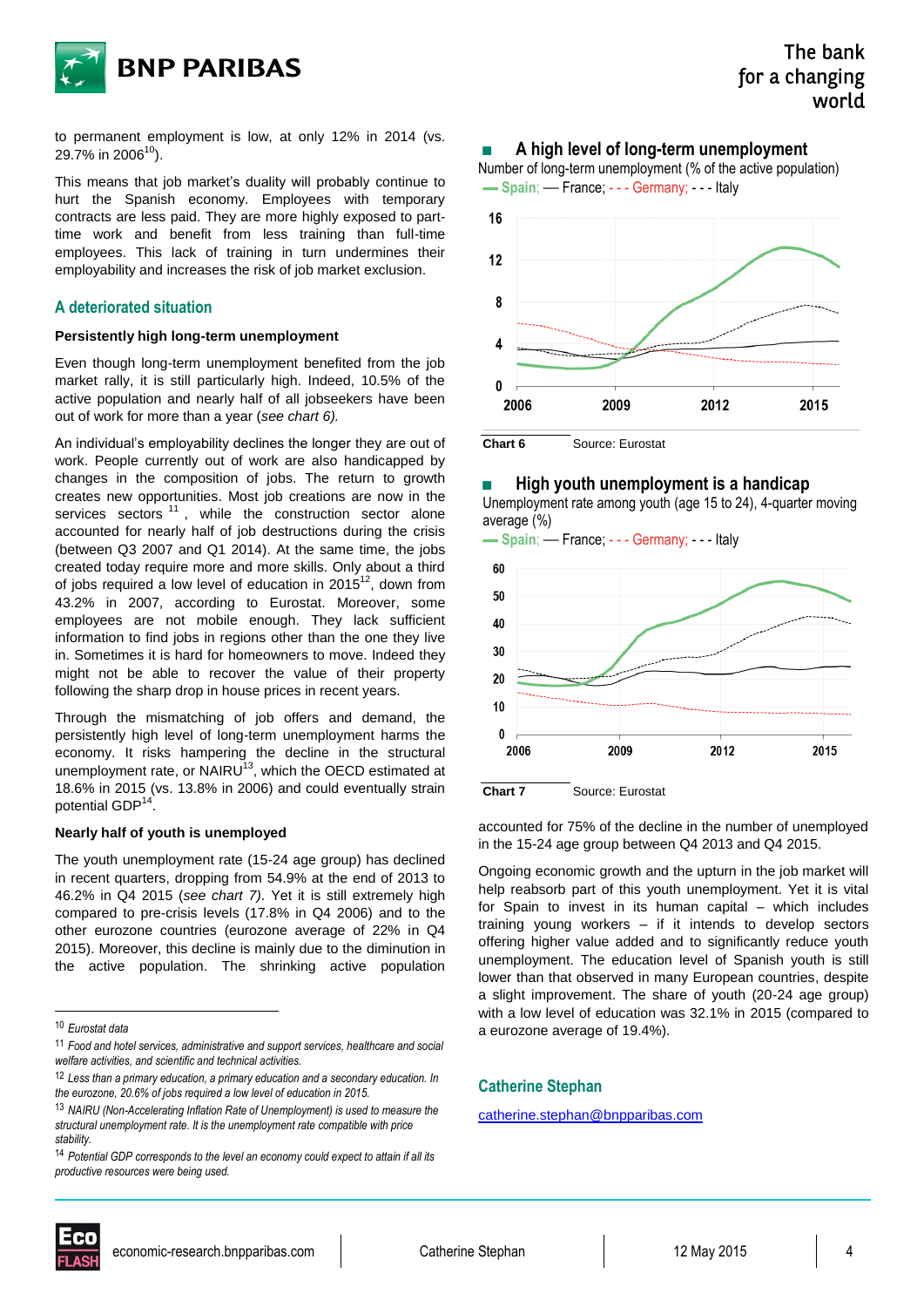to permanent employment is low, at only 12% in 2014 (vs. 29.7% in 2006[10]).

This means that job market's duality will probably continue to hurt the Spanish economy. Employees with temporary contracts are less paid. They are more highly exposed to part-time work and benefit from less training than full-time employees. This lack of training in turn undermines their employability and increases the risk of job market exclusion.

## A deteriorated situation

**Persistently high long-term unemployment**

Even though long-term unemployment benefited from the job market rally, it is still particularly high. Indeed, 10.5% of the active population and nearly half of all jobseekers have been out of work for more than a year (*see chart 6).*

An individual's employability declines the longer they are out of work. People currently out of work are also handicapped by changes in the composition of jobs. The return to growth creates new opportunities. Most job creations are now in the services sectors [11], while the construction sector alone accounted for nearly half of job destructions during the crisis (between Q3 2007 and Q1 2014). At the same time, the jobs created today require more and more skills. Only about a third of jobs required a low level of education in 2015[12], down from 43.2% in 2007, according to Eurostat. Moreover, some employees are not mobile enough. They lack sufficient information to find jobs in regions other than the one they live in. Sometimes it is hard for homeowners to move. Indeed they might not be able to recover the value of their property following the sharp drop in house prices in recent years.

Through the mismatching of job offers and demand, the persistently high level of long-term unemployment harms the economy. It risks hampering the decline in the structural unemployment rate, or NAIRU[13], which the OECD estimated at 18.6% in 2015 (vs. 13.8% in 2006) and could eventually strain potential GDP[14].

**Nearly half of youth is unemployed**

The youth unemployment rate (15-24 age group) has declined in recent quarters, dropping from 54.9% at the end of 2013 to 46.2% in Q4 2015 (*see chart 7*). Yet it is still extremely high compared to pre-crisis levels (17.8% in Q4 2006) and to the other eurozone countries (eurozone average of 22% in Q4 2015). Moreover, this decline is mainly due to the diminution in the active population. The shrinking active population accounted for 75% of the decline in the number of unemployed in the 15-24 age group between Q4 2013 and Q4 2015.

Ongoing economic growth and the upturn in the job market will help reabsorb part of this youth unemployment. Yet it is vital for Spain to invest in its human capital – which includes training young workers – if it intends to develop sectors offering higher value added and to significantly reduce youth unemployment. The education level of Spanish youth is still lower than that observed in many European countries, despite a slight improvement. The share of youth (20-24 age group) with a low level of education was 32.1% in 2015 (compared to a eurozone average of 19.4%).

### A high level of long-term unemployment

Number of long-term unemployment (% of the active population)

— Spain; — France; - - - Germany; - - - Italy

Chart 6 Source: Eurostat

### High youth unemployment is a handicap

Unemployment rate among youth (age 15 to 24), 4-quarter moving average (%)

— Spain; — France; - - - Germany; - - - Italy

Chart 7 Source: Eurostat

**Catherine Stephan**

catherine.stephan@bnpparibas.com

---

[10] *Eurostat data*

[11] *Food and hotel services, administrative and support services, healthcare and social welfare activities, and scientific and technical activities.*

[12] *Less than a primary education, a primary education and a secondary education. In the eurozone, 20.6% of jobs required a low level of education in 2015.*

[13] *NAIRU (Non-Accelerating Inflation Rate of Unemployment) is used to measure the structural unemployment rate. It is the unemployment rate compatible with price stability.*

[14] *Potential GDP corresponds to the level an economy could expect to attain if all its productive resources were being used.*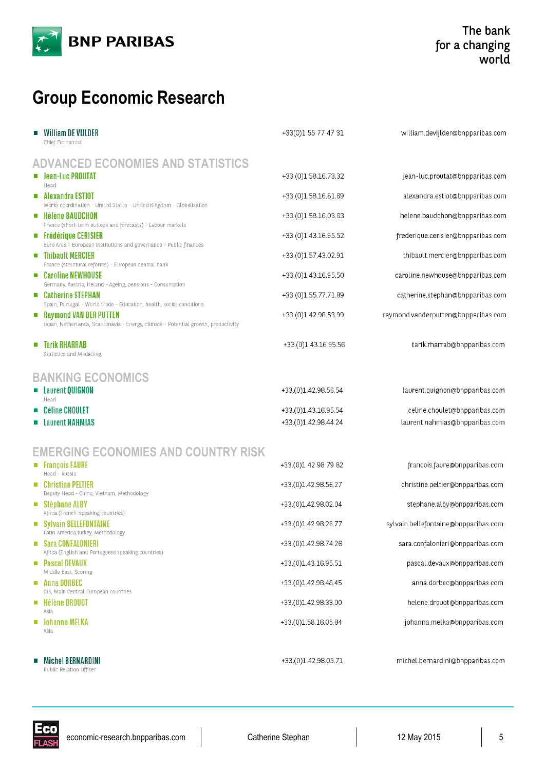# Group Economic Research

| | | |
|---|---|---|
| **William DE VIJLDER**<br>Chief Economist | +33(0)1 55 77 47 31 | william.devijlder@bnpparibas.com |

## ADVANCED ECONOMIES AND STATISTICS

| | | |
|---|---|---|
| **Jean-Luc PROUTAT**<br>Head | +33.(0)1.58.16.73.32 | jean-luc.proutat@bnpparibas.com |
| **Alexandra ESTIOT**<br>Works coordination - United States - United Kingdom - Globalisation | +33.(0)1.58.16.81.69 | alexandra.estiot@bnpparibas.com |
| **Hélène BAUDCHON**<br>France (short-term outlook and forecasts) - Labour markets | +33.(0)1.58.16.03.63 | helene.baudchon@bnpparibas.com |
| **Frédérique CERISIER**<br>Euro Area - European institutions and governance - Public finances | +33.(0)1.43.16.95.52 | frederique.cerisier@bnpparibas.com |
| **Thibault MERCIER**<br>France (structural reforms) - European central bank | +33.(0)1.57.43.02.91 | thibault.mercier@bnpparibas.com |
| **Caroline NEWHOUSE**<br>Germany, Austria, Ireland - Ageing, pensions - Consumption | +33.(0)1.43.16.95.50 | caroline.newhouse@bnpparibas.com |
| **Catherine STEPHAN**<br>Spain, Portugal - World trade - Education, health, social conditions | +33.(0)1.55.77.71.89 | catherine.stephan@bnpparibas.com |
| **Raymond VAN DER PUTTEN**<br>Japan, Netherlands, Scandinavia - Energy, climate - Potential growth, productivity | +33.(0)1.42.98.53.99 | raymond.vanderputten@bnpparibas.com |
| **Tarik RHARRAB**<br>Statistics and Modelling | +33.(0)1.43.16.95.56 | tarik.rharrab@bnpparibas.com |

## BANKING ECONOMICS

| | | |
|---|---|---|
| **Laurent QUIGNON**<br>Head | +33.(0)1.42.98.56.54 | laurent.quignon@bnpparibas.com |
| **Céline CHOULET** | +33.(0)1.43.16.95.54 | celine.choulet@bnpparibas.com |
| **Laurent NAHMIAS** | +33.(0)1.42.98.44.24 | laurent.nahmias@bnpparibas.com |

## EMERGING ECONOMIES AND COUNTRY RISK

| | | |
|---|---|---|
| **François FAURE**<br>Head - Russia | +33.(0)1 42 98 79 82 | francois.faure@bnpparibas.com |
| **Christine PELTIER**<br>Deputy Head - China, Vietnam, Methodology | +33.(0)1.42.98.56.27 | christine.peltier@bnpparibas.com |
| **Stéphane ALBY**<br>Africa (French-speaking countries) | +33.(0)1.42.98.02.04 | stephane.alby@bnpparibas.com |
| **Sylvain BELLEFONTAINE**<br>Latin America,Turkey, Methodology | +33.(0)1.42.98.26.77 | sylvain.bellefontaine@bnpparibas.com |
| **Sara CONFALONIERI**<br>Africa (English and Portuguese speaking countries) | +33.(0)1.42.98.74.26 | sara.confalonieri@bnpparibas.com |
| **Pascal DEVAUX**<br>Middle East, Scoring | +33.(0)1.43.16.95.51 | pascal.devaux@bnpparibas.com |
| **Anna DORBEC**<br>CIS, Main Central European countries | +33.(0)1.42.98.48.45 | anna.dorbec@bnpparibas.com |
| **Hélène DROUOT**<br>Asia | +33.(0)1.42.98.33.00 | helene.drouot@bnpparibas.com |
| **Johanna MELKA**<br>Asia | +33.(0)1.58.16.05.84 | johanna.melka@bnpparibas.com |

| | | |
|---|---|---|
| **Michel BERNARDINI**<br>Public Relation Officer | +33.(0)1.42.98.05.71 | michel.bernardini@bnpparibas.com |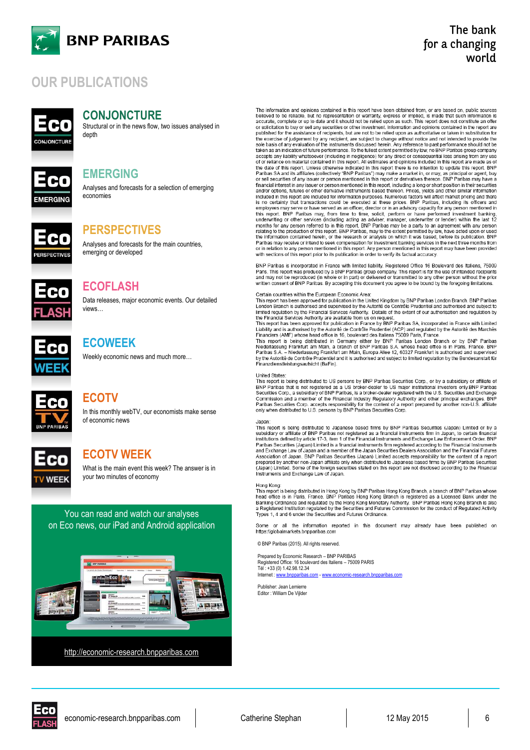BNP PARIBAS

The bank for a changing world

# OUR PUBLICATIONS

## CONJONCTURE

Structural or in the news flow, two issues analysed in depth

## EMERGING

Analyses and forecasts for a selection of emerging economies

## PERSPECTIVES

Analyses and forecasts for the main countries, emerging or developed

## ECOFLASH

Data releases, major economic events. Our detailed views…

## ECOWEEK

Weekly economic news and much more…

## ECOTV

In this monthly webTV, our economists make sense of economic news

## ECOTV WEEK

What is the main event this week? The answer is in your two minutes of economy

You can read and watch our analyses on Eco news, our iPad and Android application

http://economic-research.bnpparibas.com

The information and opinions contained in this report have been obtained from, or are based on, public sources believed to be reliable, but no representation or warranty, express or implied, is made that such information is accurate, complete or up to date and it should not be relied upon as such. This report does not constitute an offer or solicitation to buy or sell any securities or other investment. Information and opinions contained in the report are published for the assistance of recipients, but are not to be relied upon as authoritative or taken in substitution for the exercise of judgement by any recipient, are subject to change without notice and not intended to provide the sole basis of any evaluation of the instruments discussed herein. Any reference to past performance should not be taken as an indication of future performance. To the fullest extent permitted by law, no BNP Paribas group company accepts any liability whatsoever (including in negligence) for any direct or consequential loss arising from any use of or reliance on material contained in this report. All estimates and opinions included in this report are made as of the date of this report. Unless otherwise indicated in this report there is no intention to update this report. BNP Paribas SA and its affiliates (collectively "BNP Paribas") may make a market in, or may, as principal or agent, buy or sell securities of any issuer or person mentioned in this report or derivatives thereon. BNP Paribas may have a financial interest in any issuer or person mentioned in this report, including a long or short position in their securities and/or options, futures or other derivative instruments based thereon. Prices, yields and other similar information included in this report are included for information purposes. Numerous factors will affect market pricing and there is no certainty that transactions could be executed at these prices. BNP Paribas, including its officers and employees may serve or have served as an officer, director or in an advisory capacity for any person mentioned in this report. BNP Paribas may, from time to time, solicit, perform or have performed investment banking, underwriting or other services (including acting as adviser, manager, underwriter or lender) within the last 12 months for any person referred to in this report. BNP Paribas may be a party to an agreement with any person relating to the production of this report. BNP Paribas, may to the extent permitted by law, have acted upon or used the information contained herein, or the research or analysis on which it was based, before its publication. BNP Paribas may receive or intend to seek compensation for investment banking services in the next three months from or in relation to any person mentioned in this report. Any person mentioned in this report may have been provided with sections of this report prior to its publication in order to verify its factual accuracy.

BNP Paribas is incorporated in France with limited liability. Registered Office 16 Boulevard des Italiens, 75009 Paris. This report was produced by a BNP Paribas group company. This report is for the use of intended recipients and may not be reproduced (in whole or in part) or delivered or transmitted to any other person without the prior written consent of BNP Paribas. By accepting this document you agree to be bound by the foregoing limitations.

Certain countries within the European Economic Area:
This report has been approved for publication in the United Kingdom by BNP Paribas London Branch. BNP Paribas London Branch is authorised and supervised by the Autorité de Contrôle Prudentiel and authorised and subject to limited regulation by the Financial Services Authority. Details of the extent of our authorisation and regulation by the Financial Services Authority are available from us on request.
This report has been approved for publication in France by BNP Paribas SA, incorporated in France with Limited Liability and is authorised by the Autorité de Contrôle Prudentiel (ACP) and regulated by the Autorité des Marchés Financiers (AMF) whose head office is 16, boulevard des Italiens 75009 Paris, France.
This report is being distributed in Germany either by BNP Paribas London Branch or by BNP Paribas Niederlassung Frankfurt am Main, a branch of BNP Paribas S.A. whose head office is in Paris, France. BNP Paribas S.A. – Niederlassung Frankfurt am Main, Europa Allee 12, 60327 Frankfurt is authorised and supervised by the Autorité de Contrôle Prudentiel and it is authorised and subject to limited regulation by the Bundesanstalt für Finanzdienstleistungsaufsicht (BaFin).

United States:
This report is being distributed to US persons by BNP Paribas Securities Corp., or by a subsidiary or affiliate of BNP Paribas that is not registered as a US broker-dealer to US major institutional investors only.BNP Paribas Securities Corp., a subsidiary of BNP Paribas, is a broker-dealer registered with the U.S. Securities and Exchange Commission and a member of the Financial Industry Regulatory Authority and other principal exchanges. BNP Paribas Securities Corp. accepts responsibility for the content of a report prepared by another non-U.S. affiliate only when distributed to U.S. persons by BNP Paribas Securities Corp.

Japan:
This report is being distributed to Japanese based firms by BNP Paribas Securities (Japan) Limited or by a subsidiary or affiliate of BNP Paribas not registered as a financial instruments firm in Japan, to certain financial institutions defined by article 17-3, item 1 of the Financial Instruments and Exchange Law Enforcement Order. BNP Paribas Securities (Japan) Limited is a financial instruments firm registered according to the Financial Instruments and Exchange Law of Japan and a member of the Japan Securities Dealers Association and the Financial Futures Association of Japan. BNP Paribas Securities (Japan) Limited accepts responsibility for the content of a report prepared by another non-Japan affiliate only when distributed to Japanese based firms by BNP Paribas Securities (Japan) Limited. Some of the foreign securities stated on this report are not disclosed according to the Financial Instruments and Exchange Law of Japan.

Hong Kong:
This report is being distributed in Hong Kong by BNP Paribas Hong Kong Branch, a branch of BNP Paribas whose head office is in Paris, France. BNP Paribas Hong Kong Branch is registered as a Licensed Bank under the Banking Ordinance and regulated by the Hong Kong Monetary Authority. BNP Paribas Hong Kong Branch is also a Registered Institution regulated by the Securities and Futures Commission for the conduct of Regulated Activity Types 1, 4 and 6 under the Securities and Futures Ordinance.

Some or all the information reported in this document may already have been published on https://globalmarkets.bnpparibas.com

© BNP Paribas (2015). All rights reserved.

Prepared by Economic Research – BNP PARIBAS
Registered Office: 16 boulevard des Italiens – 75009 PARIS
Tél : +33 (0) 1.42.98.12.34
Internet : www.bnpparibas.com - www.economic-research.bnpparibas.com

Publisher: Jean Lemierre
Editor : William De Vijlder